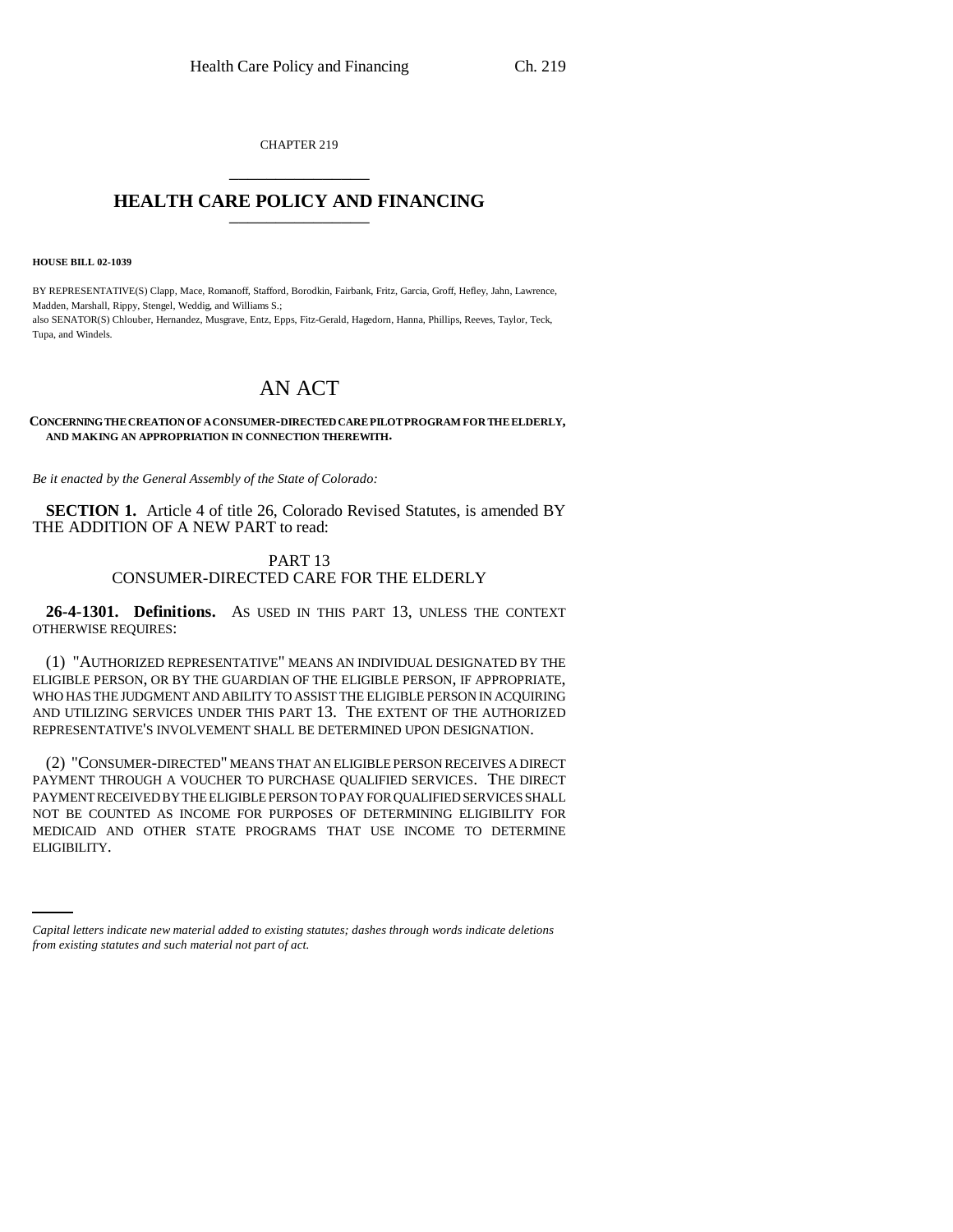CHAPTER 219

# HEALTH CARE POLICY AND FINANCING

**HOUSE BILL 02-1039**

BY REPRESENTATIVE(S) Clapp, Mace, Romanoff, Stafford, Borodkin, Fairbank, Fritz, Garcia, Groff, Hefley, Jahn, Lawrence, Madden, Marshall, Rippy, Stengel, Weddig, and Williams S.;
also SENATOR(S) Chlouber, Hernandez, Musgrave, Entz, Epps, Fitz-Gerald, Hagedorn, Hanna, Phillips, Reeves, Taylor, Teck, Tupa, and Windels.

# AN ACT

**CONCERNING THE CREATION OF A CONSUMER-DIRECTED CARE PILOT PROGRAM FOR THE ELDERLY, AND MAKING AN APPROPRIATION IN CONNECTION THEREWITH.**

*Be it enacted by the General Assembly of the State of Colorado:*

**SECTION 1.** Article 4 of title 26, Colorado Revised Statutes, is amended BY THE ADDITION OF A NEW PART to read:

PART 13
CONSUMER-DIRECTED CARE FOR THE ELDERLY

**26-4-1301. Definitions.** AS USED IN THIS PART 13, UNLESS THE CONTEXT OTHERWISE REQUIRES:

(1) "AUTHORIZED REPRESENTATIVE" MEANS AN INDIVIDUAL DESIGNATED BY THE ELIGIBLE PERSON, OR BY THE GUARDIAN OF THE ELIGIBLE PERSON, IF APPROPRIATE, WHO HAS THE JUDGMENT AND ABILITY TO ASSIST THE ELIGIBLE PERSON IN ACQUIRING AND UTILIZING SERVICES UNDER THIS PART 13. THE EXTENT OF THE AUTHORIZED REPRESENTATIVE'S INVOLVEMENT SHALL BE DETERMINED UPON DESIGNATION.

(2) "CONSUMER-DIRECTED" MEANS THAT AN ELIGIBLE PERSON RECEIVES A DIRECT PAYMENT THROUGH A VOUCHER TO PURCHASE QUALIFIED SERVICES. THE DIRECT PAYMENT RECEIVED BY THE ELIGIBLE PERSON TO PAY FOR QUALIFIED SERVICES SHALL NOT BE COUNTED AS INCOME FOR PURPOSES OF DETERMINING ELIGIBILITY FOR MEDICAID AND OTHER STATE PROGRAMS THAT USE INCOME TO DETERMINE ELIGIBILITY.

*Capital letters indicate new material added to existing statutes; dashes through words indicate deletions from existing statutes and such material not part of act.*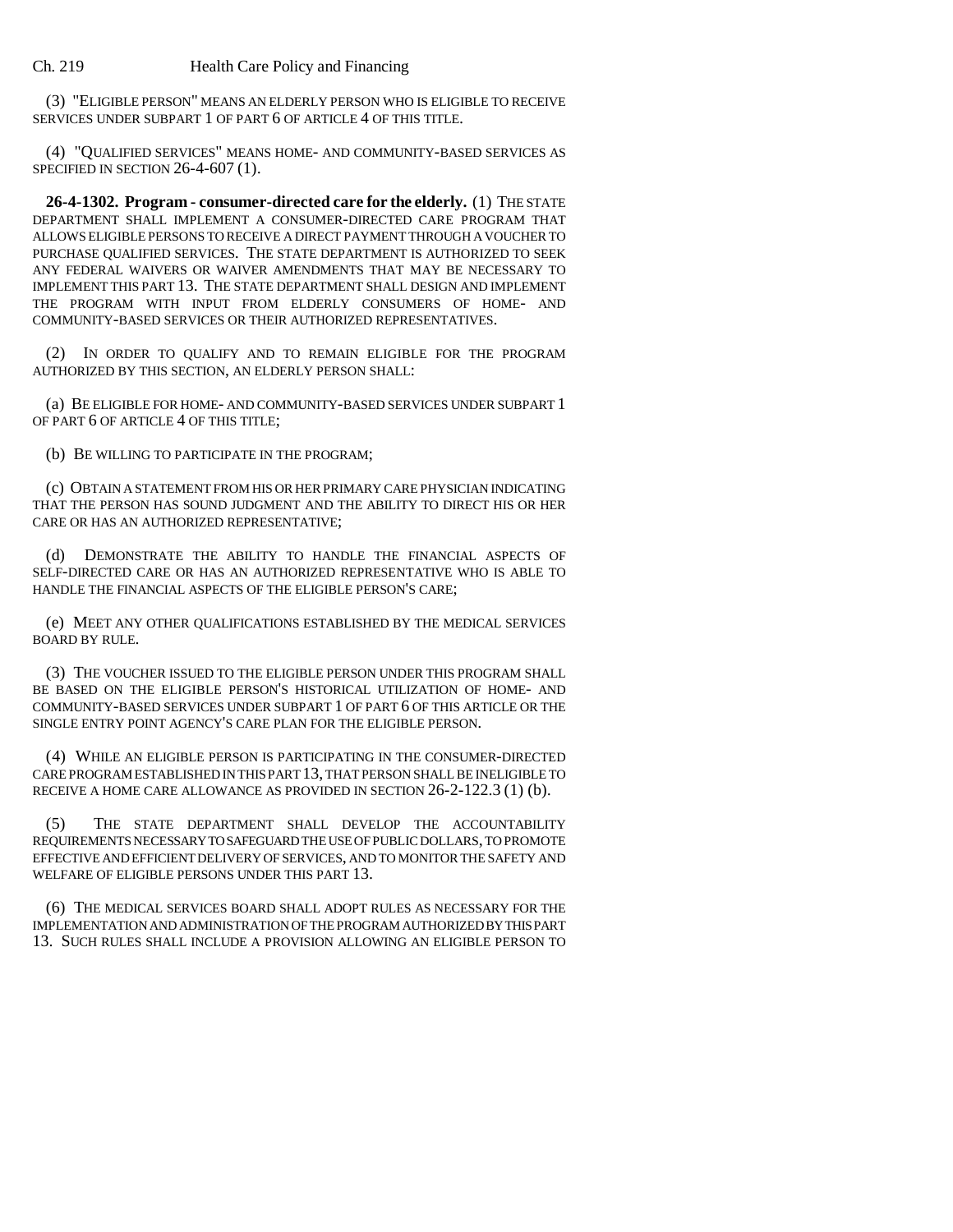(3) "ELIGIBLE PERSON" MEANS AN ELDERLY PERSON WHO IS ELIGIBLE TO RECEIVE SERVICES UNDER SUBPART 1 OF PART 6 OF ARTICLE 4 OF THIS TITLE.

(4) "QUALIFIED SERVICES" MEANS HOME- AND COMMUNITY-BASED SERVICES AS SPECIFIED IN SECTION 26-4-607 (1).

**26-4-1302. Program - consumer-directed care for the elderly.** (1) THE STATE DEPARTMENT SHALL IMPLEMENT A CONSUMER-DIRECTED CARE PROGRAM THAT ALLOWS ELIGIBLE PERSONS TO RECEIVE A DIRECT PAYMENT THROUGH A VOUCHER TO PURCHASE QUALIFIED SERVICES. THE STATE DEPARTMENT IS AUTHORIZED TO SEEK ANY FEDERAL WAIVERS OR WAIVER AMENDMENTS THAT MAY BE NECESSARY TO IMPLEMENT THIS PART 13. THE STATE DEPARTMENT SHALL DESIGN AND IMPLEMENT THE PROGRAM WITH INPUT FROM ELDERLY CONSUMERS OF HOME- AND COMMUNITY-BASED SERVICES OR THEIR AUTHORIZED REPRESENTATIVES.

(2) IN ORDER TO QUALIFY AND TO REMAIN ELIGIBLE FOR THE PROGRAM AUTHORIZED BY THIS SECTION, AN ELDERLY PERSON SHALL:

(a) BE ELIGIBLE FOR HOME- AND COMMUNITY-BASED SERVICES UNDER SUBPART 1 OF PART 6 OF ARTICLE 4 OF THIS TITLE;

(b) BE WILLING TO PARTICIPATE IN THE PROGRAM;

(c) OBTAIN A STATEMENT FROM HIS OR HER PRIMARY CARE PHYSICIAN INDICATING THAT THE PERSON HAS SOUND JUDGMENT AND THE ABILITY TO DIRECT HIS OR HER CARE OR HAS AN AUTHORIZED REPRESENTATIVE;

(d) DEMONSTRATE THE ABILITY TO HANDLE THE FINANCIAL ASPECTS OF SELF-DIRECTED CARE OR HAS AN AUTHORIZED REPRESENTATIVE WHO IS ABLE TO HANDLE THE FINANCIAL ASPECTS OF THE ELIGIBLE PERSON'S CARE;

(e) MEET ANY OTHER QUALIFICATIONS ESTABLISHED BY THE MEDICAL SERVICES BOARD BY RULE.

(3) THE VOUCHER ISSUED TO THE ELIGIBLE PERSON UNDER THIS PROGRAM SHALL BE BASED ON THE ELIGIBLE PERSON'S HISTORICAL UTILIZATION OF HOME- AND COMMUNITY-BASED SERVICES UNDER SUBPART 1 OF PART 6 OF THIS ARTICLE OR THE SINGLE ENTRY POINT AGENCY'S CARE PLAN FOR THE ELIGIBLE PERSON.

(4) WHILE AN ELIGIBLE PERSON IS PARTICIPATING IN THE CONSUMER-DIRECTED CARE PROGRAM ESTABLISHED IN THIS PART 13, THAT PERSON SHALL BE INELIGIBLE TO RECEIVE A HOME CARE ALLOWANCE AS PROVIDED IN SECTION 26-2-122.3 (1) (b).

(5) THE STATE DEPARTMENT SHALL DEVELOP THE ACCOUNTABILITY REQUIREMENTS NECESSARY TO SAFEGUARD THE USE OF PUBLIC DOLLARS, TO PROMOTE EFFECTIVE AND EFFICIENT DELIVERY OF SERVICES, AND TO MONITOR THE SAFETY AND WELFARE OF ELIGIBLE PERSONS UNDER THIS PART 13.

(6) THE MEDICAL SERVICES BOARD SHALL ADOPT RULES AS NECESSARY FOR THE IMPLEMENTATION AND ADMINISTRATION OF THE PROGRAM AUTHORIZED BY THIS PART 13. SUCH RULES SHALL INCLUDE A PROVISION ALLOWING AN ELIGIBLE PERSON TO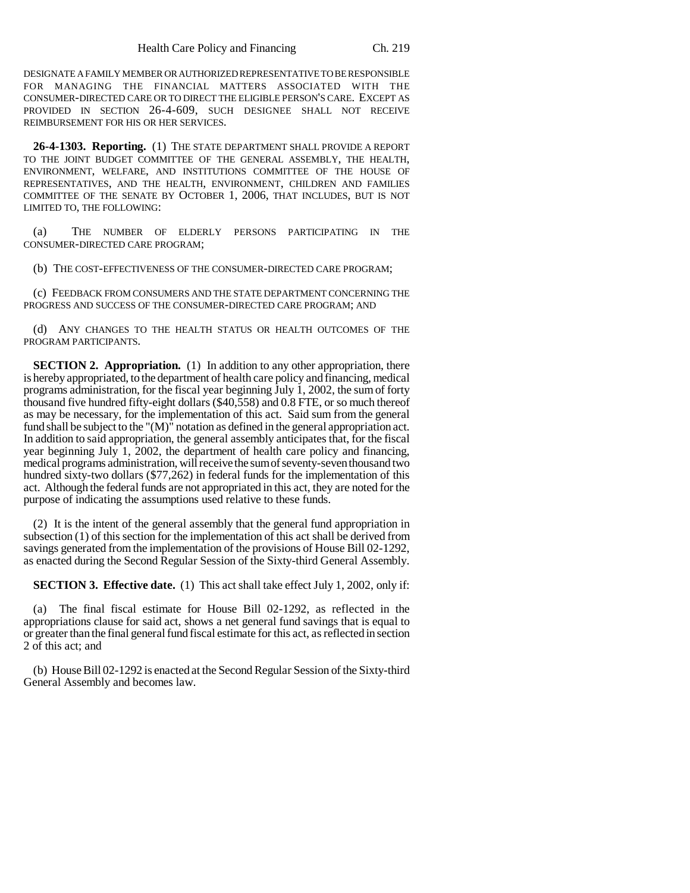DESIGNATE A FAMILY MEMBER OR AUTHORIZED REPRESENTATIVE TO BE RESPONSIBLE FOR MANAGING THE FINANCIAL MATTERS ASSOCIATED WITH THE CONSUMER-DIRECTED CARE OR TO DIRECT THE ELIGIBLE PERSON'S CARE. EXCEPT AS PROVIDED IN SECTION 26-4-609, SUCH DESIGNEE SHALL NOT RECEIVE REIMBURSEMENT FOR HIS OR HER SERVICES.

**26-4-1303. Reporting.** (1) THE STATE DEPARTMENT SHALL PROVIDE A REPORT TO THE JOINT BUDGET COMMITTEE OF THE GENERAL ASSEMBLY, THE HEALTH, ENVIRONMENT, WELFARE, AND INSTITUTIONS COMMITTEE OF THE HOUSE OF REPRESENTATIVES, AND THE HEALTH, ENVIRONMENT, CHILDREN AND FAMILIES COMMITTEE OF THE SENATE BY OCTOBER 1, 2006, THAT INCLUDES, BUT IS NOT LIMITED TO, THE FOLLOWING:

(a) THE NUMBER OF ELDERLY PERSONS PARTICIPATING IN THE CONSUMER-DIRECTED CARE PROGRAM;

(b) THE COST-EFFECTIVENESS OF THE CONSUMER-DIRECTED CARE PROGRAM;

(c) FEEDBACK FROM CONSUMERS AND THE STATE DEPARTMENT CONCERNING THE PROGRESS AND SUCCESS OF THE CONSUMER-DIRECTED CARE PROGRAM; AND

(d) ANY CHANGES TO THE HEALTH STATUS OR HEALTH OUTCOMES OF THE PROGRAM PARTICIPANTS.

**SECTION 2. Appropriation.** (1) In addition to any other appropriation, there is hereby appropriated, to the department of health care policy and financing, medical programs administration, for the fiscal year beginning July 1, 2002, the sum of forty thousand five hundred fifty-eight dollars ($40,558) and 0.8 FTE, or so much thereof as may be necessary, for the implementation of this act. Said sum from the general fund shall be subject to the "(M)" notation as defined in the general appropriation act. In addition to said appropriation, the general assembly anticipates that, for the fiscal year beginning July 1, 2002, the department of health care policy and financing, medical programs administration, will receive the sum of seventy-seven thousand two hundred sixty-two dollars ($77,262) in federal funds for the implementation of this act. Although the federal funds are not appropriated in this act, they are noted for the purpose of indicating the assumptions used relative to these funds.

(2) It is the intent of the general assembly that the general fund appropriation in subsection (1) of this section for the implementation of this act shall be derived from savings generated from the implementation of the provisions of House Bill 02-1292, as enacted during the Second Regular Session of the Sixty-third General Assembly.

**SECTION 3. Effective date.** (1) This act shall take effect July 1, 2002, only if:

(a) The final fiscal estimate for House Bill 02-1292, as reflected in the appropriations clause for said act, shows a net general fund savings that is equal to or greater than the final general fund fiscal estimate for this act, as reflected in section 2 of this act; and

(b) House Bill 02-1292 is enacted at the Second Regular Session of the Sixty-third General Assembly and becomes law.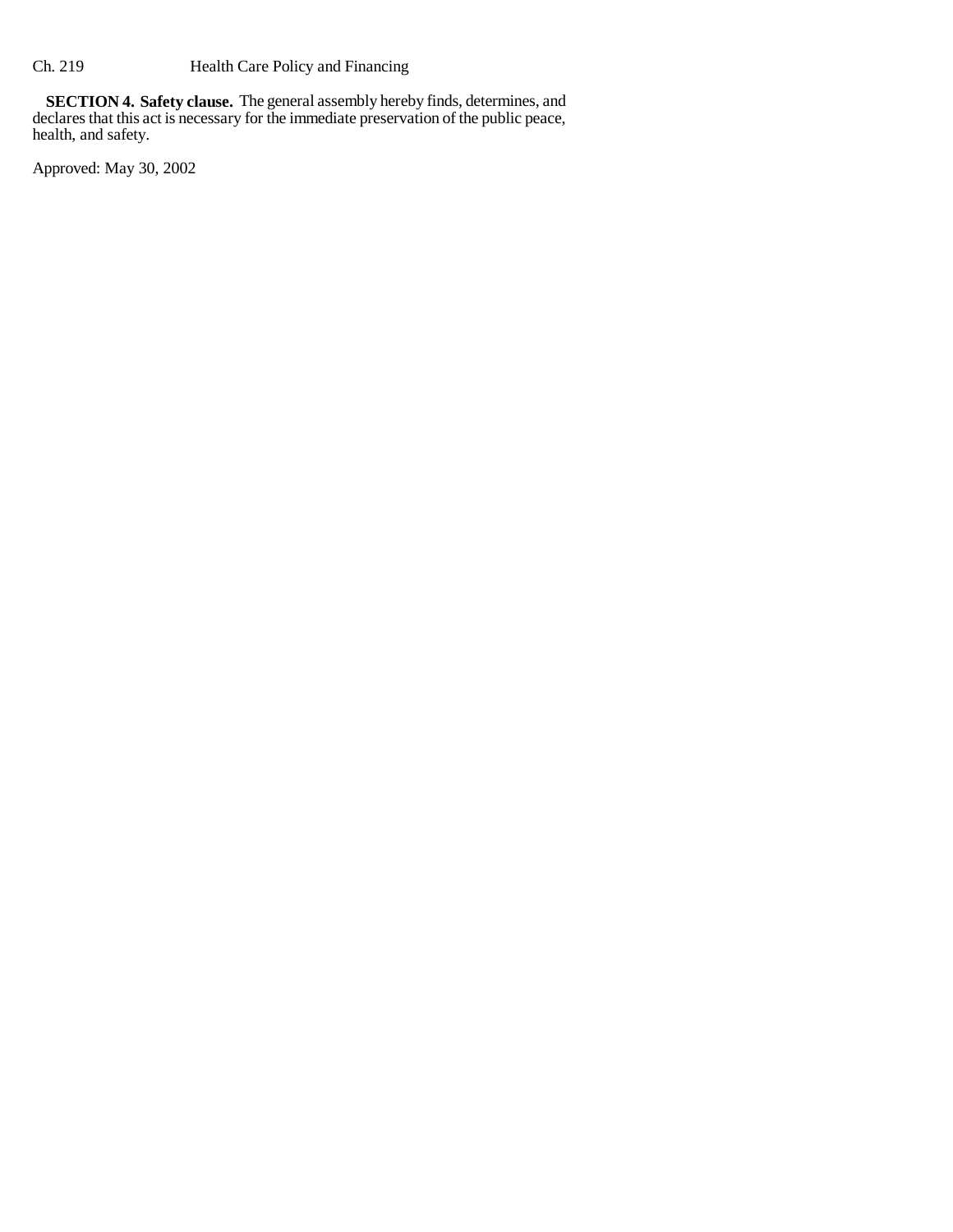**SECTION 4. Safety clause.** The general assembly hereby finds, determines, and declares that this act is necessary for the immediate preservation of the public peace, health, and safety.

Approved: May 30, 2002